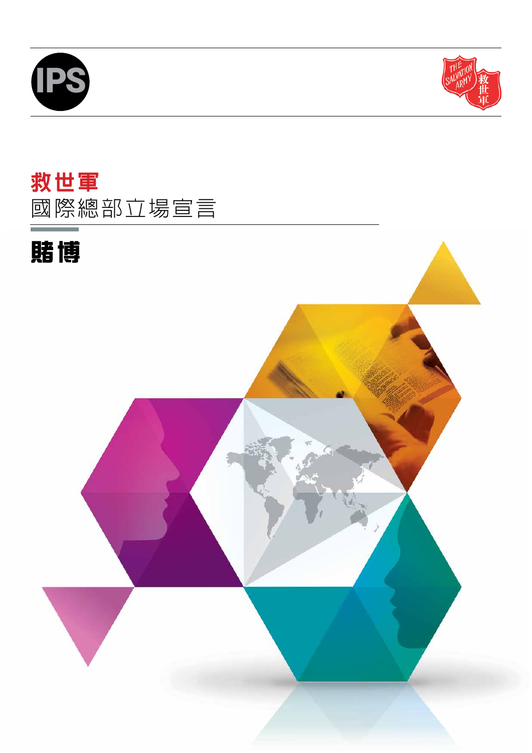IPS

THE SALVATION ARMY 救世軍

# 救世軍

## 國際總部立場宣言

# 賭博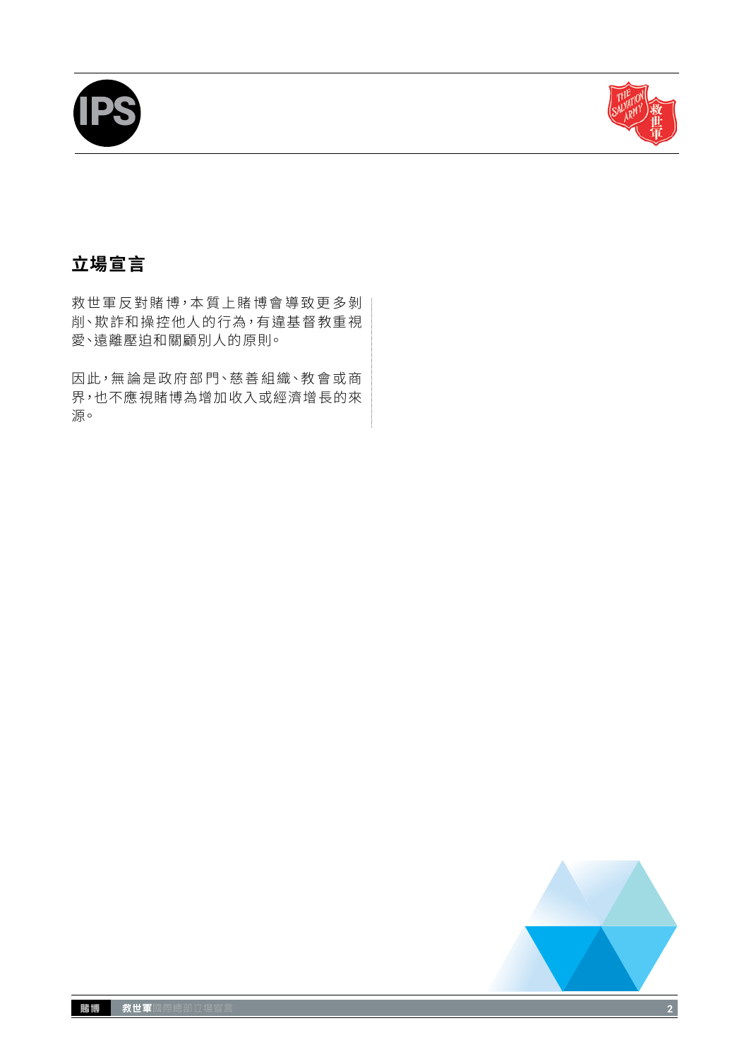## 立場宣言

救世軍反對賭博，本質上賭博會導致更多剝削、欺詐和操控他人的行為，有違基督教重視愛、遠離壓迫和關顧別人的原則。

因此，無論是政府部門、慈善組織、教會或商界，也不應視賭博為增加收入或經濟增長的來源。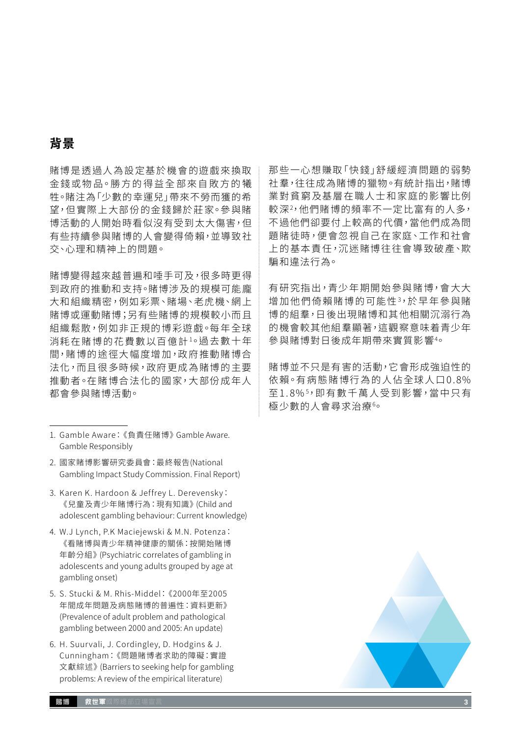## 背景

賭博是透過人為設定基於機會的遊戲來換取金錢或物品。勝方的得益全部來自敗方的犧牲。賭注為「少數的幸運兒」帶來不勞而獲的希望，但實際上大部份的金錢歸於莊家。參與賭博活動的人開始時看似沒有受到太大傷害，但有些持續參與賭博的人會變得倚賴，並導致社交、心理和精神上的問題。

賭博變得越來越普遍和唾手可及，很多時更得到政府的推動和支持。賭博涉及的規模可能龐大和組織精密，例如彩票、賭場、老虎機、網上賭博或運動賭博；另有些賭博的規模較小而且組織鬆散，例如非正規的博彩遊戲。每年全球消耗在賭博的花費數以百億計[1]。過去數十年間，賭博的途徑大幅度增加，政府推動賭博合法化，而且很多時候，政府更成為賭博的主要推動者。在賭博合法化的國家，大部份成年人都會參與賭博活動。

那些一心想賺取「快錢」舒緩經濟問題的弱勢社羣，往往成為賭博的獵物。有統計指出，賭博業對貧窮及基層在職人士和家庭的影響比例較深[2]，他們賭博的頻率不一定比富有的人多，不過他們卻要付上較高的代價，當他們成為問題賭徒時，便會忽視自己在家庭、工作和社會上的基本責任，沉迷賭博往往會導致破產、欺騙和違法行為。

有研究指出，青少年期開始參與賭博，會大大增加他們倚賴賭博的可能性[3]，於早年參與賭博的組羣，日後出現賭博和其他相關沉溺行為的機會較其他組羣顯著，這觀察意味着青少年參與賭博對日後成年期帶來實質影響[4]。

賭博並不只是有害的活動，它會形成強迫性的依賴。有病態賭博行為的人佔全球人口0.8%至1.8%[5]，即有數千萬人受到影響，當中只有極少數的人會尋求治療[6]。

---

1. Gamble Aware：《負責任賭博》Gamble Aware. Gamble Responsibly
2. 國家賭博影響研究委員會：最終報告(National Gambling Impact Study Commission. Final Report)
3. Karen K. Hardoon & Jeffrey L. Derevensky：《兒童及青少年賭博行為：現有知識》(Child and adolescent gambling behaviour: Current knowledge)
4. W.J Lynch, P.K Maciejewski & M.N. Potenza：《看賭博與青少年精神健康的關係：按開始賭博年齡分組》(Psychiatric correlates of gambling in adolescents and young adults grouped by age at gambling onset)
5. S. Stucki & M. Rhis-Middel：《2000年至2005年間成年問題及病態賭博的普遍性：資料更新》(Prevalence of adult problem and pathological gambling between 2000 and 2005: An update)
6. H. Suurvali, J. Cordingley, D. Hodgins & J. Cunningham：《問題賭博者求助的障礙：實證文獻綜述》(Barriers to seeking help for gambling problems: A review of the empirical literature)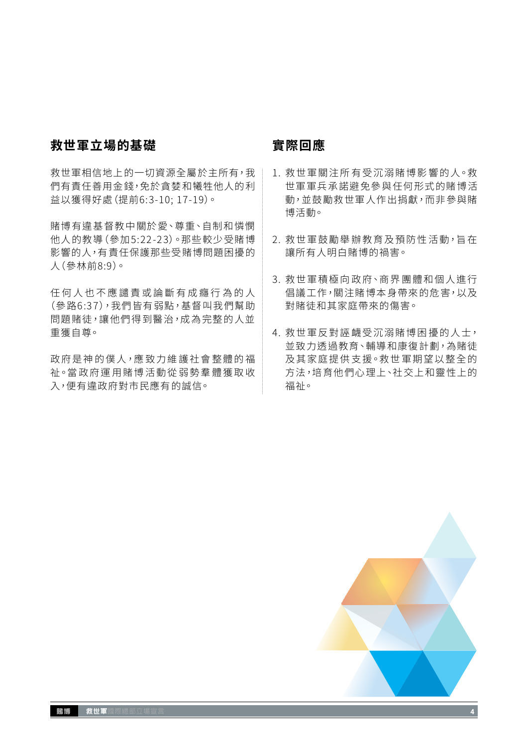## 救世軍立場的基礎

救世軍相信地上的一切資源全屬於主所有，我們有責任善用金錢，免於貪婪和犧牲他人的利益以獲得好處（提前6:3-10; 17-19）。

賭博有違基督教中關於愛、尊重、自制和憐憫他人的教導（參加5:22-23）。那些較少受賭博影響的人，有責任保護那些受賭博問題困擾的人（參林前8:9）。

任何人也不應譴責或論斷有成癮行為的人（參路6:37），我們皆有弱點，基督叫我們幫助問題賭徒，讓他們得到醫治，成為完整的人並重獲自尊。

政府是神的僕人，應致力維護社會整體的福祉。當政府運用賭博活動從弱勢羣體獲取收入，便有違政府對市民應有的誠信。

## 實際回應

1. 救世軍關注所有受沉溺賭博影響的人。救世軍軍兵承諾避免參與任何形式的賭博活動，並鼓勵救世軍人作出捐獻，而非參與賭博活動。
2. 救世軍鼓勵舉辦教育及預防性活動，旨在讓所有人明白賭博的禍害。
3. 救世軍積極向政府、商界團體和個人進行倡議工作，關注賭博本身帶來的危害，以及對賭徒和其家庭帶來的傷害。
4. 救世軍反對詆譭受沉溺賭博困擾的人士，並致力透過教育、輔導和康復計劃，為賭徒及其家庭提供支援。救世軍期望以整全的方法，培育他們心理上、社交上和靈性上的福祉。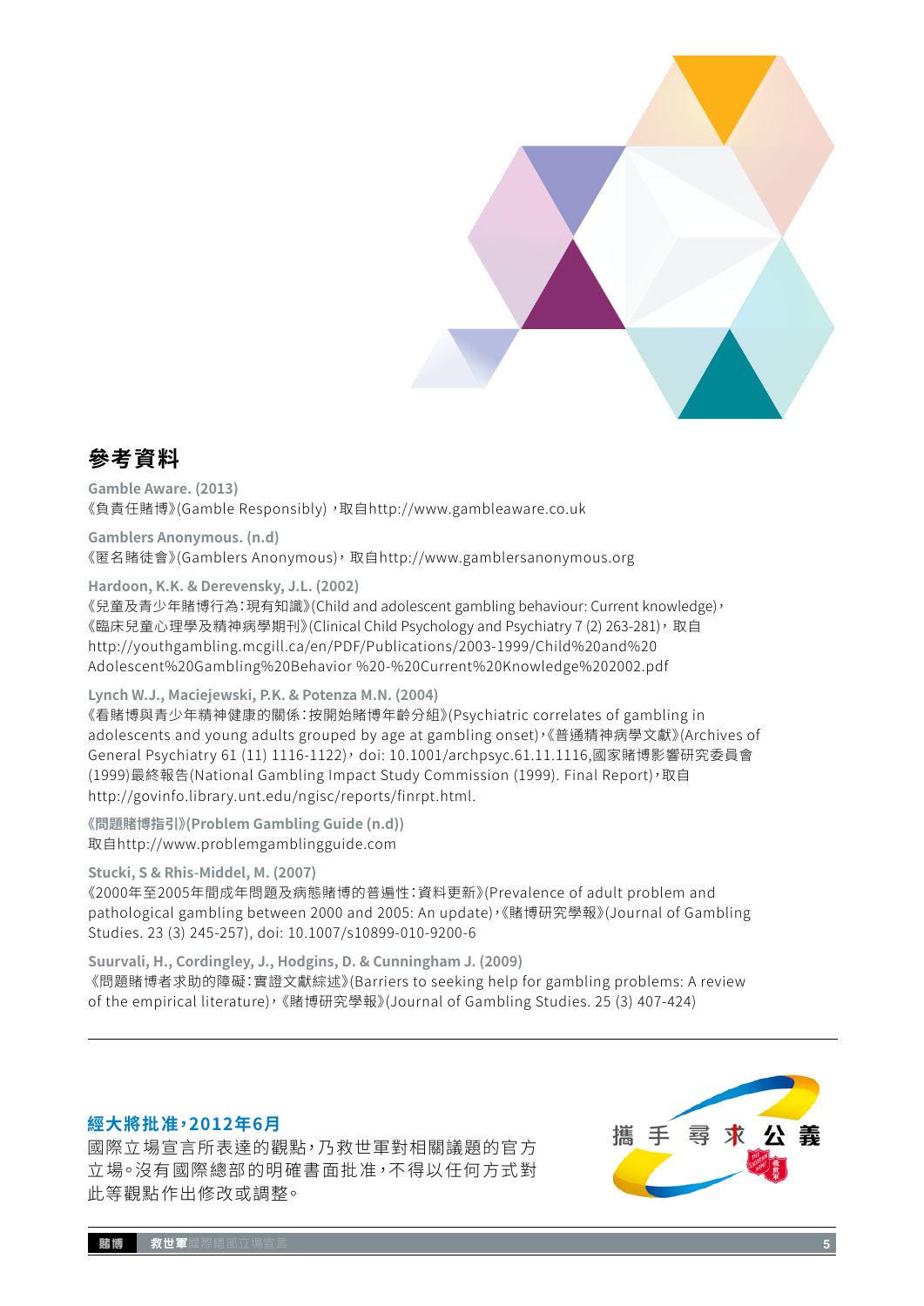## 參考資料

**Gamble Aware. (2013)**
《負責任賭博》(Gamble Responsibly) ，取自http://www.gambleaware.co.uk

**Gamblers Anonymous. (n.d)**
《匿名賭徒會》(Gamblers Anonymous)，取自http://www.gamblersanonymous.org

**Hardoon, K.K. & Derevensky, J.L. (2002)**
《兒童及青少年賭博行為：現有知識》(Child and adolescent gambling behaviour: Current knowledge)，《臨床兒童心理學及精神病學期刊》(Clinical Child Psychology and Psychiatry 7 (2) 263-281)，取自 http://youthgambling.mcgill.ca/en/PDF/Publications/2003-1999/Child%20and%20 Adolescent%20Gambling%20Behavior %20-%20Current%20Knowledge%202002.pdf

**Lynch W.J., Maciejewski, P.K. & Potenza M.N. (2004)**
《看賭博與青少年精神健康的關係：按開始賭博年齡分組》(Psychiatric correlates of gambling in adolescents and young adults grouped by age at gambling onset)，《普通精神病學文獻》(Archives of General Psychiatry 61 (11) 1116-1122)，doi: 10.1001/archpsyc.61.11.1116,國家賭博影響研究委員會(1999)最終報告(National Gambling Impact Study Commission (1999). Final Report)，取自 http://govinfo.library.unt.edu/ngisc/reports/finrpt.html.

**《問題賭博指引》(Problem Gambling Guide (n.d))**
取自http://www.problemgamblingguide.com

**Stucki, S & Rhis-Middel, M. (2007)**
《2000年至2005年間成年問題及病態賭博的普遍性：資料更新》(Prevalence of adult problem and pathological gambling between 2000 and 2005: An update)，《賭博研究學報》(Journal of Gambling Studies. 23 (3) 245-257), doi: 10.1007/s10899-010-9200-6

**Suurvali, H., Cordingley, J., Hodgins, D. & Cunningham J. (2009)**
《問題賭博者求助的障礙：實證文獻綜述》(Barriers to seeking help for gambling problems: A review of the empirical literature)，《賭博研究學報》(Journal of Gambling Studies. 25 (3) 407-424)

---

**經大將批准，2012年6月**

國際立場宣言所表達的觀點，乃救世軍對相關議題的官方立場。沒有國際總部的明確書面批准，不得以任何方式對此等觀點作出修改或調整。

攜 手 尋 求 公 義